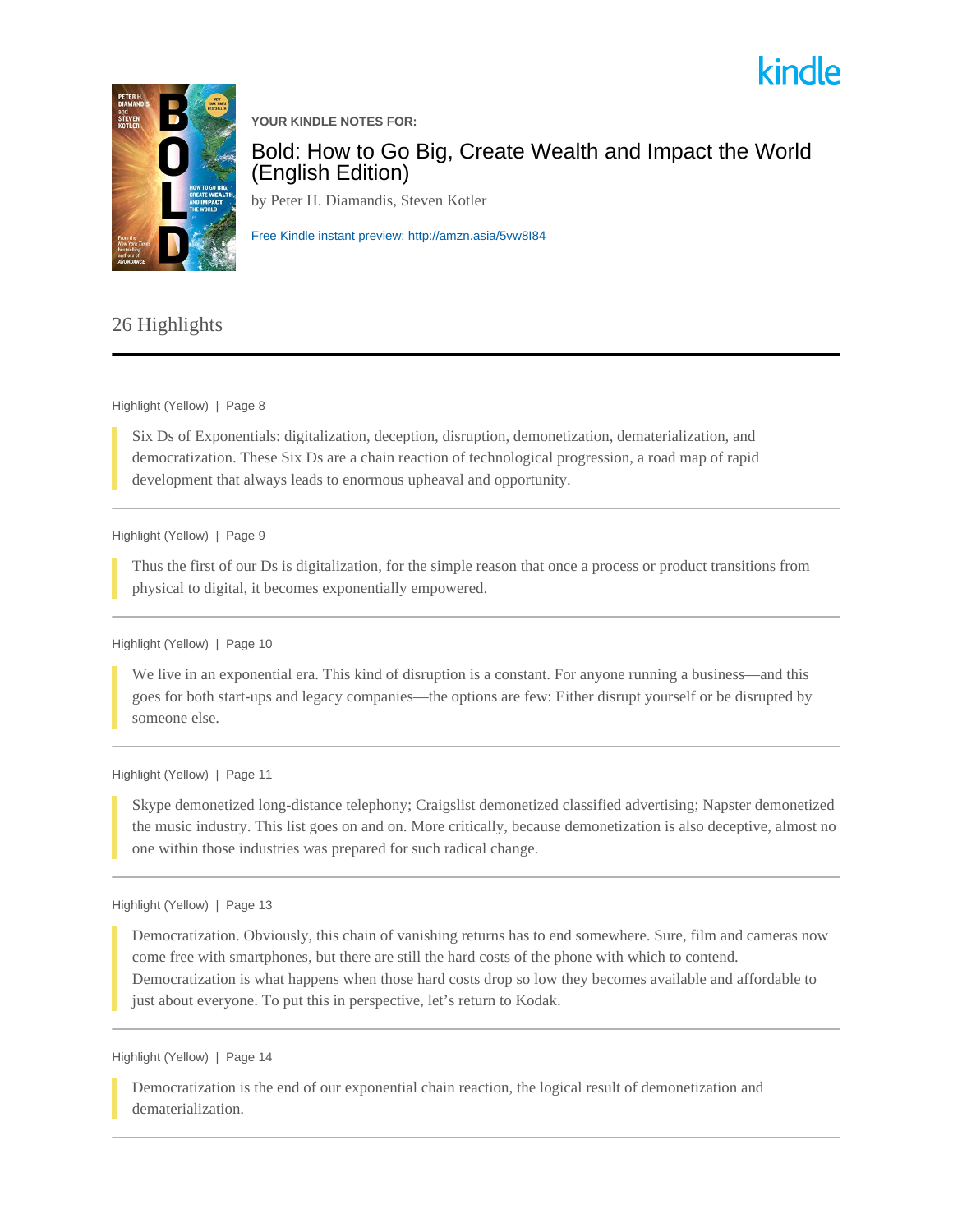kindle

YOUR KINDLE NOTES FOR:

# Bold: How to Go Big, Create Wealth and Impact the World (English Edition)

by Peter H. Diamandis, Steven Kotler

Free Kindle instant preview: http://amzn.asia/5vw8I84

## 26 Highlights

---

Highlight (Yellow) | Page 8

> Six Ds of Exponentials: digitalization, deception, disruption, demonetization, dematerialization, and democratization. These Six Ds are a chain reaction of technological progression, a road map of rapid development that always leads to enormous upheaval and opportunity.

---

Highlight (Yellow) | Page 9

> Thus the first of our Ds is digitalization, for the simple reason that once a process or product transitions from physical to digital, it becomes exponentially empowered.

---

Highlight (Yellow) | Page 10

> We live in an exponential era. This kind of disruption is a constant. For anyone running a business—and this goes for both start-ups and legacy companies—the options are few: Either disrupt yourself or be disrupted by someone else.

---

Highlight (Yellow) | Page 11

> Skype demonetized long-distance telephony; Craigslist demonetized classified advertising; Napster demonetized the music industry. This list goes on and on. More critically, because demonetization is also deceptive, almost no one within those industries was prepared for such radical change.

---

Highlight (Yellow) | Page 13

> Democratization. Obviously, this chain of vanishing returns has to end somewhere. Sure, film and cameras now come free with smartphones, but there are still the hard costs of the phone with which to contend. Democratization is what happens when those hard costs drop so low they becomes available and affordable to just about everyone. To put this in perspective, let's return to Kodak.

---

Highlight (Yellow) | Page 14

> Democratization is the end of our exponential chain reaction, the logical result of demonetization and dematerialization.

---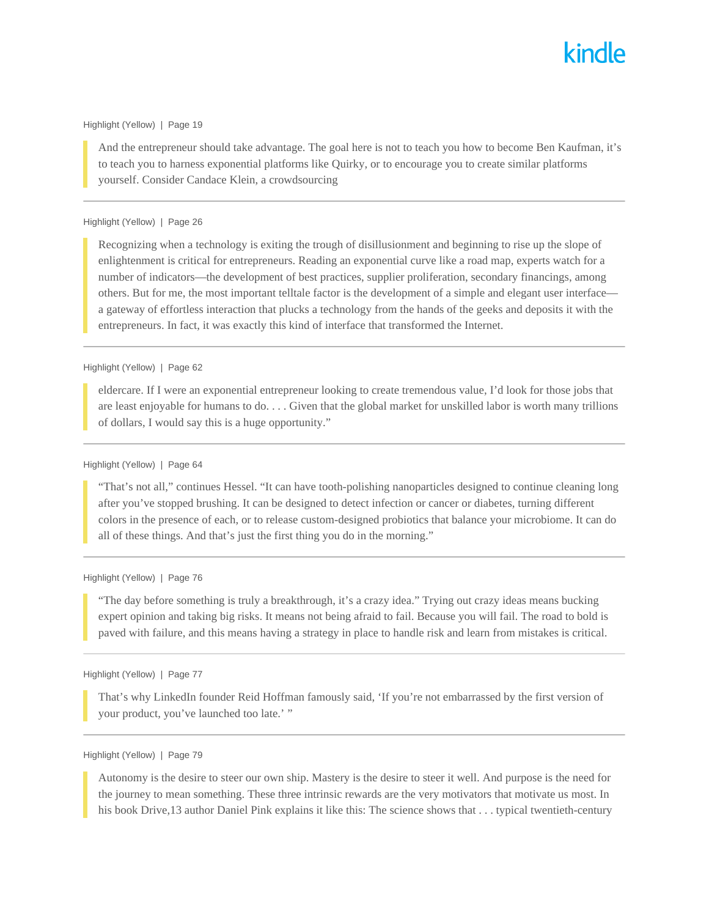Highlight (Yellow) | Page 19

> And the entrepreneur should take advantage. The goal here is not to teach you how to become Ben Kaufman, it's to teach you to harness exponential platforms like Quirky, or to encourage you to create similar platforms yourself. Consider Candace Klein, a crowdsourcing

---

Highlight (Yellow) | Page 26

> Recognizing when a technology is exiting the trough of disillusionment and beginning to rise up the slope of enlightenment is critical for entrepreneurs. Reading an exponential curve like a road map, experts watch for a number of indicators—the development of best practices, supplier proliferation, secondary financings, among others. But for me, the most important telltale factor is the development of a simple and elegant user interface—a gateway of effortless interaction that plucks a technology from the hands of the geeks and deposits it with the entrepreneurs. In fact, it was exactly this kind of interface that transformed the Internet.

---

Highlight (Yellow) | Page 62

> eldercare. If I were an exponential entrepreneur looking to create tremendous value, I'd look for those jobs that are least enjoyable for humans to do. . . . Given that the global market for unskilled labor is worth many trillions of dollars, I would say this is a huge opportunity."

---

Highlight (Yellow) | Page 64

> "That's not all," continues Hessel. "It can have tooth-polishing nanoparticles designed to continue cleaning long after you've stopped brushing. It can be designed to detect infection or cancer or diabetes, turning different colors in the presence of each, or to release custom-designed probiotics that balance your microbiome. It can do all of these things. And that's just the first thing you do in the morning."

---

Highlight (Yellow) | Page 76

> "The day before something is truly a breakthrough, it's a crazy idea." Trying out crazy ideas means bucking expert opinion and taking big risks. It means not being afraid to fail. Because you will fail. The road to bold is paved with failure, and this means having a strategy in place to handle risk and learn from mistakes is critical.

---

Highlight (Yellow) | Page 77

> That's why LinkedIn founder Reid Hoffman famously said, 'If you're not embarrassed by the first version of your product, you've launched too late.' "

---

Highlight (Yellow) | Page 79

> Autonomy is the desire to steer our own ship. Mastery is the desire to steer it well. And purpose is the need for the journey to mean something. These three intrinsic rewards are the very motivators that motivate us most. In his book Drive,13 author Daniel Pink explains it like this: The science shows that . . . typical twentieth-century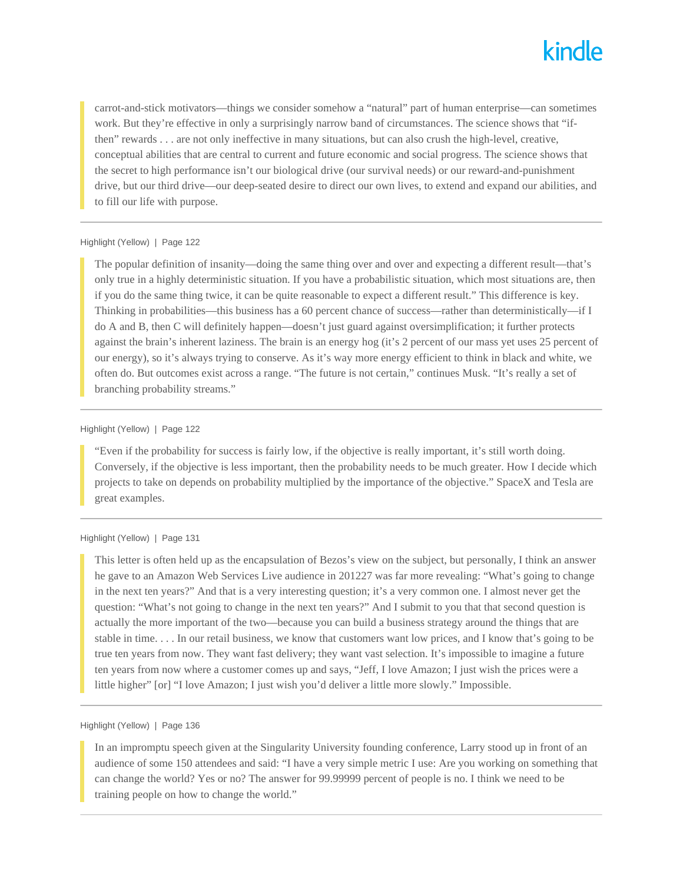carrot-and-stick motivators—things we consider somehow a “natural” part of human enterprise—can sometimes work. But they’re effective in only a surprisingly narrow band of circumstances. The science shows that “if-then” rewards . . . are not only ineffective in many situations, but can also crush the high-level, creative, conceptual abilities that are central to current and future economic and social progress. The science shows that the secret to high performance isn’t our biological drive (our survival needs) or our reward-and-punishment drive, but our third drive—our deep-seated desire to direct our own lives, to extend and expand our abilities, and to fill our life with purpose.

---

Highlight (Yellow) | Page 122

The popular definition of insanity—doing the same thing over and over and expecting a different result—that’s only true in a highly deterministic situation. If you have a probabilistic situation, which most situations are, then if you do the same thing twice, it can be quite reasonable to expect a different result.” This difference is key. Thinking in probabilities—this business has a 60 percent chance of success—rather than deterministically—if I do A and B, then C will definitely happen—doesn’t just guard against oversimplification; it further protects against the brain’s inherent laziness. The brain is an energy hog (it’s 2 percent of our mass yet uses 25 percent of our energy), so it’s always trying to conserve. As it’s way more energy efficient to think in black and white, we often do. But outcomes exist across a range. “The future is not certain,” continues Musk. “It’s really a set of branching probability streams.”

---

Highlight (Yellow) | Page 122

“Even if the probability for success is fairly low, if the objective is really important, it’s still worth doing. Conversely, if the objective is less important, then the probability needs to be much greater. How I decide which projects to take on depends on probability multiplied by the importance of the objective.” SpaceX and Tesla are great examples.

---

Highlight (Yellow) | Page 131

This letter is often held up as the encapsulation of Bezos’s view on the subject, but personally, I think an answer he gave to an Amazon Web Services Live audience in 201227 was far more revealing: “What’s going to change in the next ten years?” And that is a very interesting question; it’s a very common one. I almost never get the question: “What’s not going to change in the next ten years?” And I submit to you that that second question is actually the more important of the two—because you can build a business strategy around the things that are stable in time. . . . In our retail business, we know that customers want low prices, and I know that’s going to be true ten years from now. They want fast delivery; they want vast selection. It’s impossible to imagine a future ten years from now where a customer comes up and says, “Jeff, I love Amazon; I just wish the prices were a little higher” [or] “I love Amazon; I just wish you’d deliver a little more slowly.” Impossible.

---

Highlight (Yellow) | Page 136

In an impromptu speech given at the Singularity University founding conference, Larry stood up in front of an audience of some 150 attendees and said: “I have a very simple metric I use: Are you working on something that can change the world? Yes or no? The answer for 99.99999 percent of people is no. I think we need to be training people on how to change the world.”

---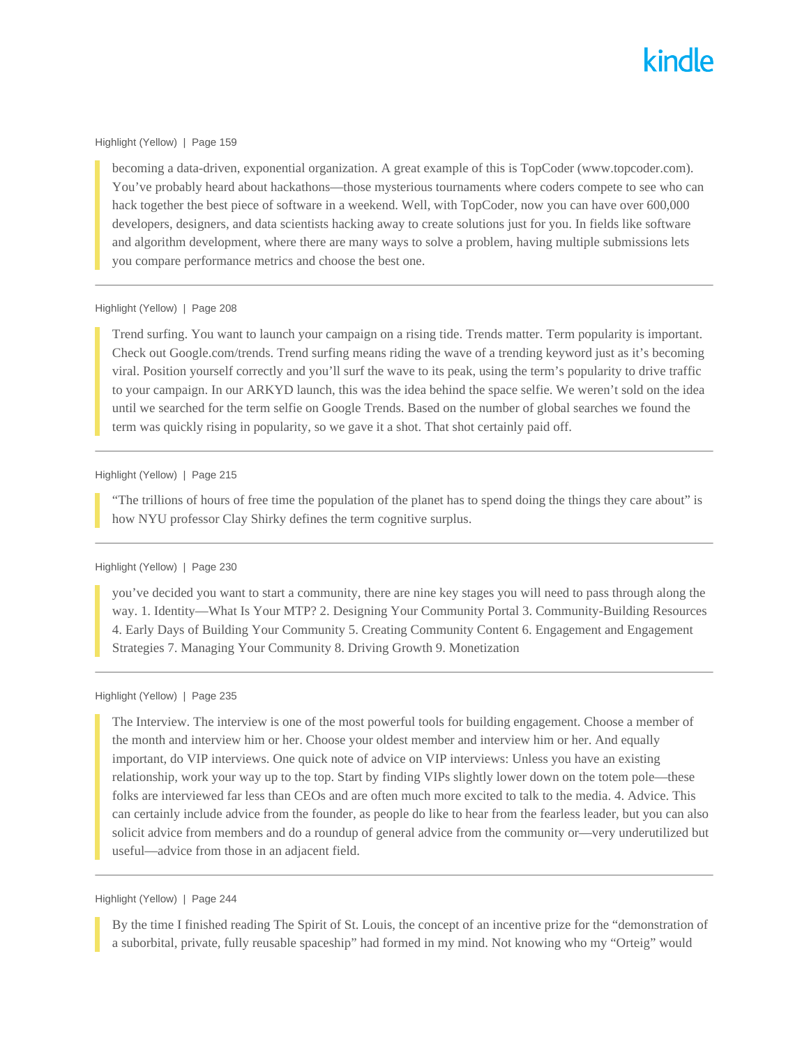Highlight (Yellow) | Page 159

> becoming a data-driven, exponential organization. A great example of this is TopCoder (www.topcoder.com). You've probably heard about hackathons—those mysterious tournaments where coders compete to see who can hack together the best piece of software in a weekend. Well, with TopCoder, now you can have over 600,000 developers, designers, and data scientists hacking away to create solutions just for you. In fields like software and algorithm development, where there are many ways to solve a problem, having multiple submissions lets you compare performance metrics and choose the best one.

---

Highlight (Yellow) | Page 208

> Trend surfing. You want to launch your campaign on a rising tide. Trends matter. Term popularity is important. Check out Google.com/trends. Trend surfing means riding the wave of a trending keyword just as it's becoming viral. Position yourself correctly and you'll surf the wave to its peak, using the term's popularity to drive traffic to your campaign. In our ARKYD launch, this was the idea behind the space selfie. We weren't sold on the idea until we searched for the term selfie on Google Trends. Based on the number of global searches we found the term was quickly rising in popularity, so we gave it a shot. That shot certainly paid off.

---

Highlight (Yellow) | Page 215

> "The trillions of hours of free time the population of the planet has to spend doing the things they care about" is how NYU professor Clay Shirky defines the term cognitive surplus.

---

Highlight (Yellow) | Page 230

> you've decided you want to start a community, there are nine key stages you will need to pass through along the way. 1. Identity—What Is Your MTP? 2. Designing Your Community Portal 3. Community-Building Resources 4. Early Days of Building Your Community 5. Creating Community Content 6. Engagement and Engagement Strategies 7. Managing Your Community 8. Driving Growth 9. Monetization

---

Highlight (Yellow) | Page 235

> The Interview. The interview is one of the most powerful tools for building engagement. Choose a member of the month and interview him or her. Choose your oldest member and interview him or her. And equally important, do VIP interviews. One quick note of advice on VIP interviews: Unless you have an existing relationship, work your way up to the top. Start by finding VIPs slightly lower down on the totem pole—these folks are interviewed far less than CEOs and are often much more excited to talk to the media. 4. Advice. This can certainly include advice from the founder, as people do like to hear from the fearless leader, but you can also solicit advice from members and do a roundup of general advice from the community or—very underutilized but useful—advice from those in an adjacent field.

---

Highlight (Yellow) | Page 244

> By the time I finished reading The Spirit of St. Louis, the concept of an incentive prize for the "demonstration of a suborbital, private, fully reusable spaceship" had formed in my mind. Not knowing who my "Orteig" would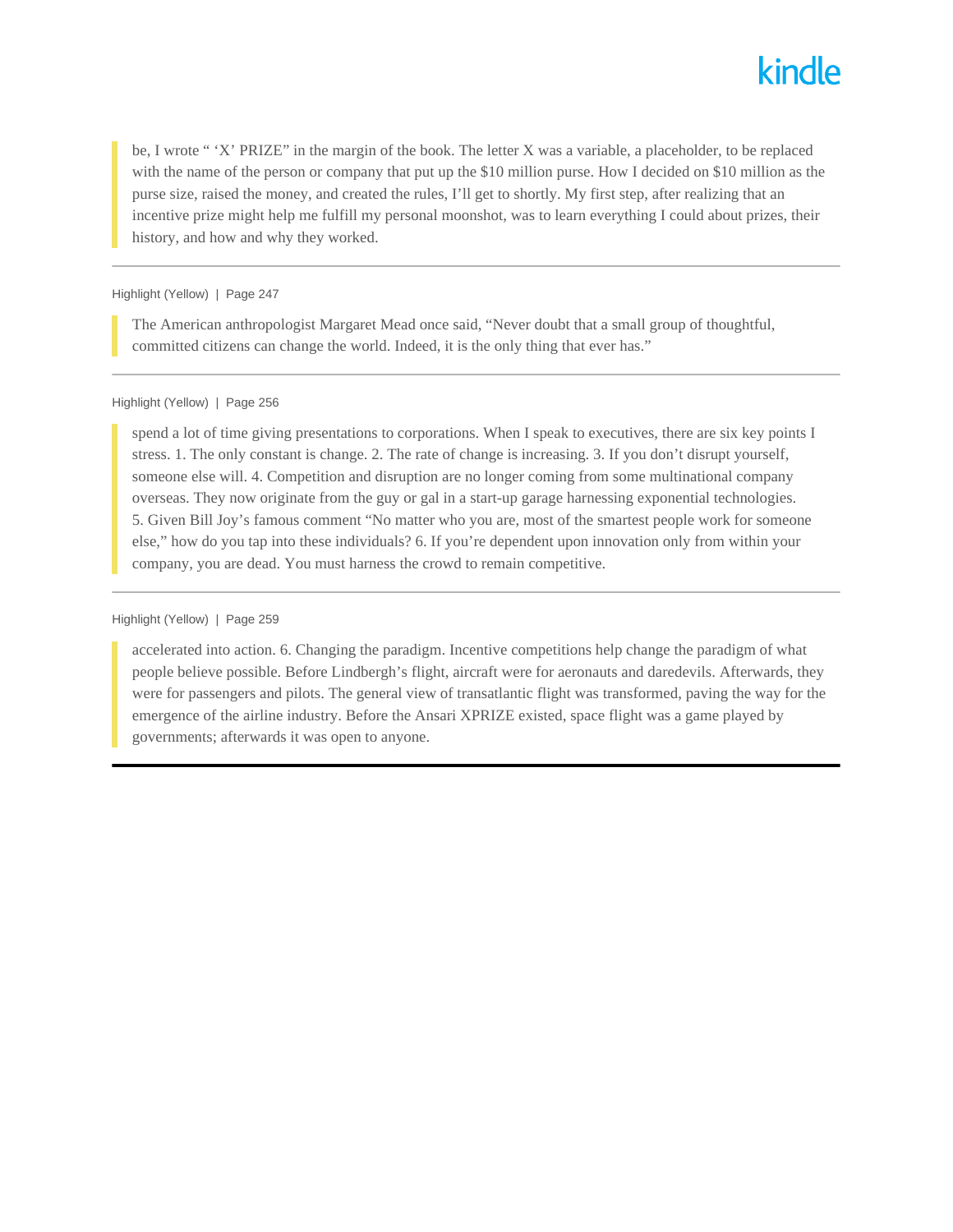be, I wrote " 'X' PRIZE" in the margin of the book. The letter X was a variable, a placeholder, to be replaced with the name of the person or company that put up the $10 million purse. How I decided on $10 million as the purse size, raised the money, and created the rules, I'll get to shortly. My first step, after realizing that an incentive prize might help me fulfill my personal moonshot, was to learn everything I could about prizes, their history, and how and why they worked.

---

Highlight (Yellow) | Page 247

The American anthropologist Margaret Mead once said, "Never doubt that a small group of thoughtful, committed citizens can change the world. Indeed, it is the only thing that ever has."

---

Highlight (Yellow) | Page 256

spend a lot of time giving presentations to corporations. When I speak to executives, there are six key points I stress. 1. The only constant is change. 2. The rate of change is increasing. 3. If you don't disrupt yourself, someone else will. 4. Competition and disruption are no longer coming from some multinational company overseas. They now originate from the guy or gal in a start-up garage harnessing exponential technologies. 5. Given Bill Joy's famous comment "No matter who you are, most of the smartest people work for someone else," how do you tap into these individuals? 6. If you're dependent upon innovation only from within your company, you are dead. You must harness the crowd to remain competitive.

---

Highlight (Yellow) | Page 259

accelerated into action. 6. Changing the paradigm. Incentive competitions help change the paradigm of what people believe possible. Before Lindbergh's flight, aircraft were for aeronauts and daredevils. Afterwards, they were for passengers and pilots. The general view of transatlantic flight was transformed, paving the way for the emergence of the airline industry. Before the Ansari XPRIZE existed, space flight was a game played by governments; afterwards it was open to anyone.